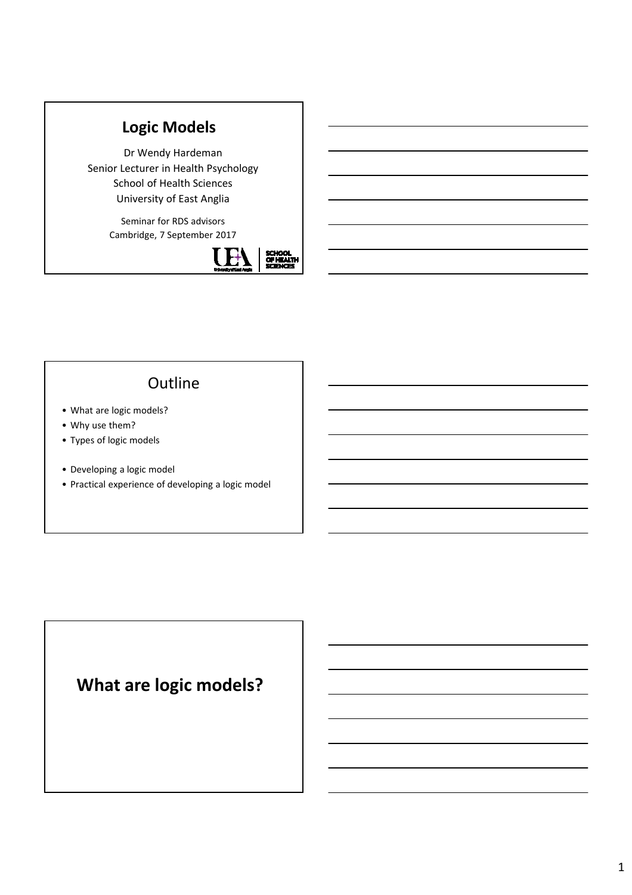# Logic Models

Dr Wendy Hardeman
Senior Lecturer in Health Psychology
School of Health Sciences
University of East Anglia

Seminar for RDS advisors
Cambridge, 7 September 2017

## Outline

- What are logic models?
- Why use them?
- Types of logic models

- Developing a logic model
- Practical experience of developing a logic model

# What are logic models?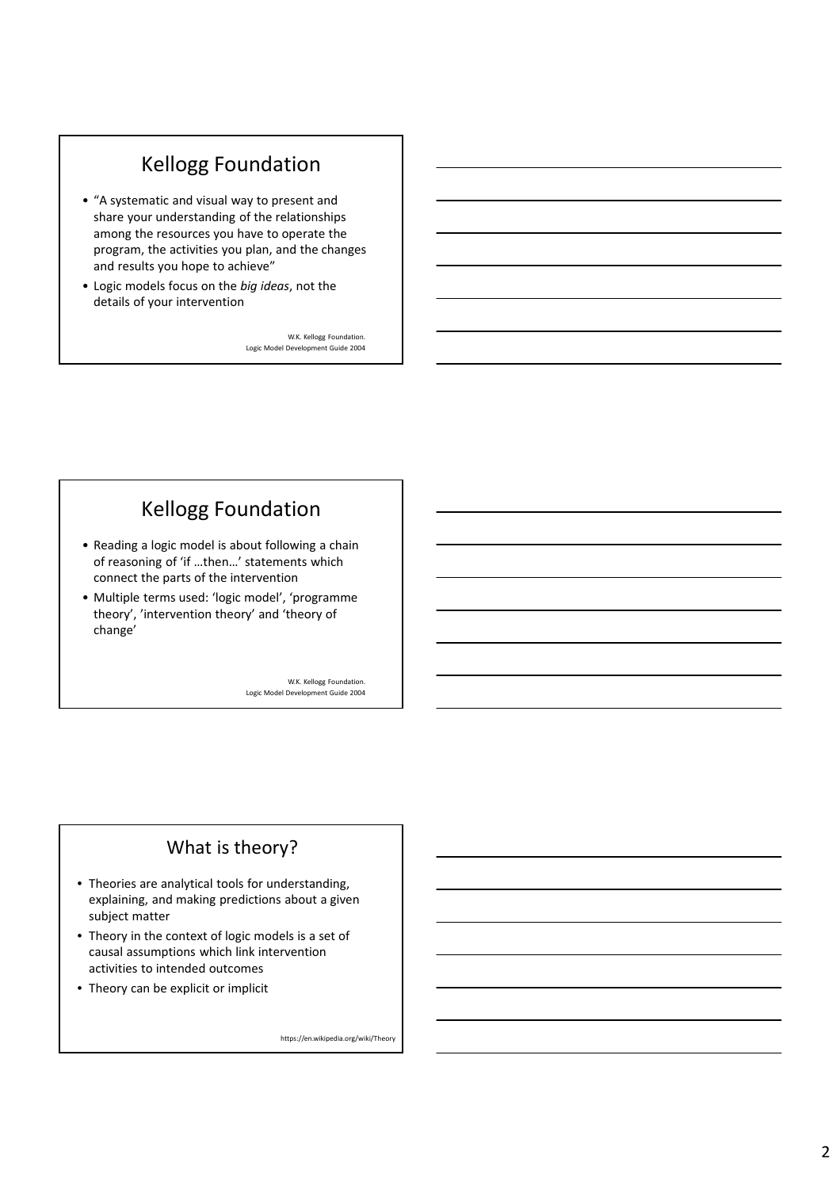## Kellogg Foundation

- "A systematic and visual way to present and share your understanding of the relationships among the resources you have to operate the program, the activities you plan, and the changes and results you hope to achieve"
- Logic models focus on the *big ideas*, not the details of your intervention

W.K. Kellogg Foundation.
Logic Model Development Guide 2004

## Kellogg Foundation

- Reading a logic model is about following a chain of reasoning of 'if …then…' statements which connect the parts of the intervention
- Multiple terms used: 'logic model', 'programme theory', 'intervention theory' and 'theory of change'

W.K. Kellogg Foundation.
Logic Model Development Guide 2004

## What is theory?

- Theories are analytical tools for understanding, explaining, and making predictions about a given subject matter
- Theory in the context of logic models is a set of causal assumptions which link intervention activities to intended outcomes
- Theory can be explicit or implicit

https://en.wikipedia.org/wiki/Theory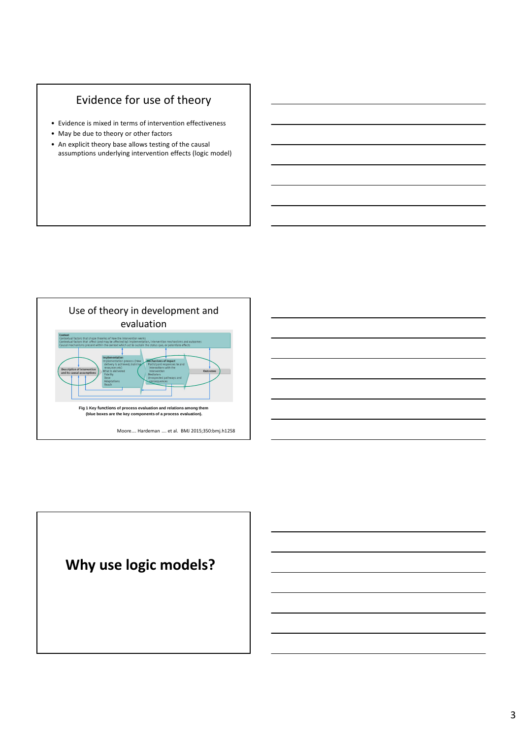## Evidence for use of theory

- Evidence is mixed in terms of intervention effectiveness
- May be due to theory or other factors
- An explicit theory base allows testing of the causal assumptions underlying intervention effects (logic model)

## Use of theory in development and evaluation

Context
Contextual factors that shape theories of how the intervention works
Contextual factors that affect (and may be affected by) implementation, intervention mechanisms and outcomes
Causal mechanisms present within the context which act to sustain the status quo, or potentiate effects

Description of intervention and its causal assumptions

Implementation
Implementation process (How delivery is achieved; training, resources etc)
What is delivered
Fidelity
Dose
Adaptations
Reach

Mechanisms of impact
Participant responses to and interactions with the intervention
Mediators
Unexpected pathways and consequences

Outcomes

Fig 1 Key functions of process evaluation and relations among them (blue boxes are the key components of a process evaluation).

Moore…. Hardeman …. et al. BMJ 2015;350:bmj.h1258

## Why use logic models?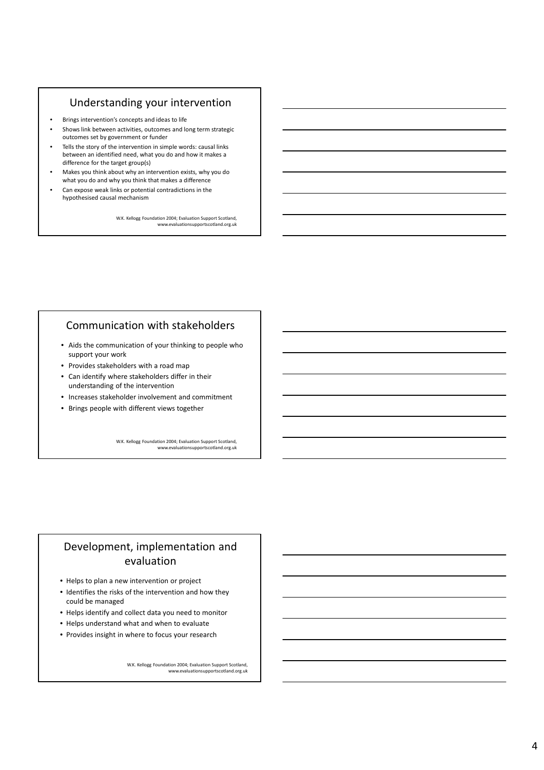## Understanding your intervention

- Brings intervention's concepts and ideas to life
- Shows link between activities, outcomes and long term strategic outcomes set by government or funder
- Tells the story of the intervention in simple words: causal links between an identified need, what you do and how it makes a difference for the target group(s)
- Makes you think about why an intervention exists, why you do what you do and why you think that makes a difference
- Can expose weak links or potential contradictions in the hypothesised causal mechanism

W.K. Kellogg Foundation 2004; Evaluation Support Scotland, www.evaluationsupportscotland.org.uk

## Communication with stakeholders

- Aids the communication of your thinking to people who support your work
- Provides stakeholders with a road map
- Can identify where stakeholders differ in their understanding of the intervention
- Increases stakeholder involvement and commitment
- Brings people with different views together

W.K. Kellogg Foundation 2004; Evaluation Support Scotland, www.evaluationsupportscotland.org.uk

## Development, implementation and evaluation

- Helps to plan a new intervention or project
- Identifies the risks of the intervention and how they could be managed
- Helps identify and collect data you need to monitor
- Helps understand what and when to evaluate
- Provides insight in where to focus your research

W.K. Kellogg Foundation 2004; Evaluation Support Scotland, www.evaluationsupportscotland.org.uk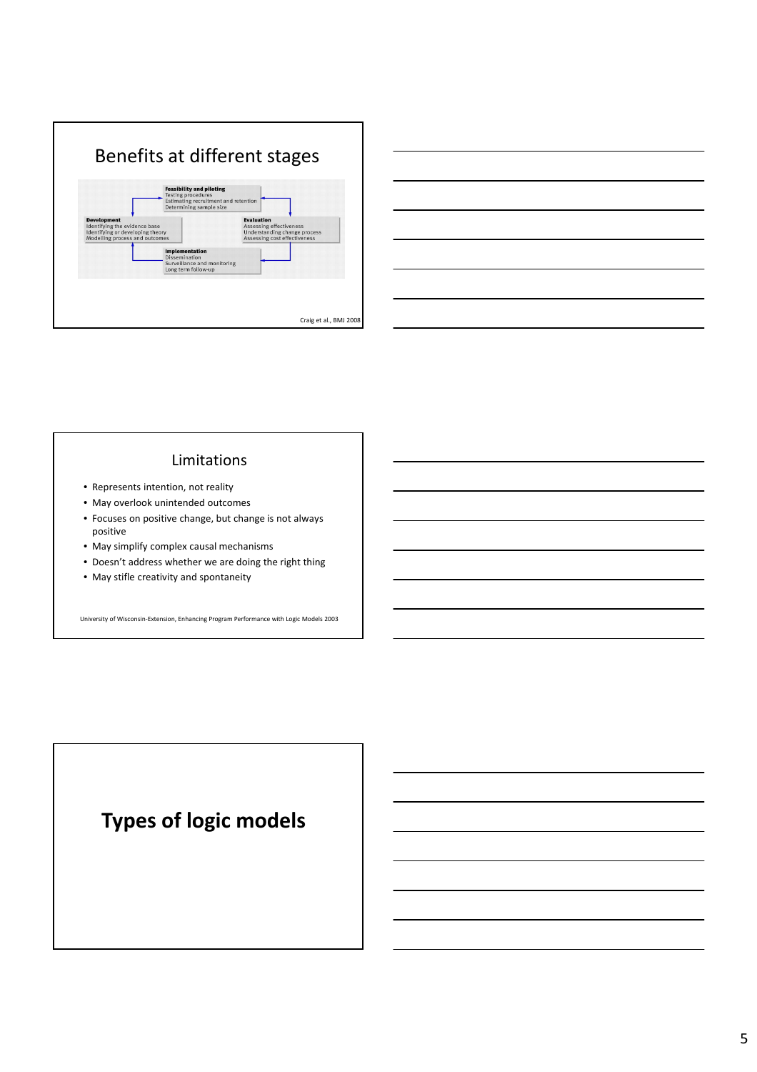## Benefits at different stages

**Feasibility and piloting**
Testing procedures
Estimating recruitment and retention
Determining sample size

**Development**
Identifying the evidence base
Identifying or developing theory
Modelling process and outcomes

**Evaluation**
Assessing effectiveness
Understanding change process
Assessing cost effectiveness

**Implementation**
Dissemination
Surveillance and monitoring
Long term follow-up

Craig et al., BMJ 2008

## Limitations

- Represents intention, not reality
- May overlook unintended outcomes
- Focuses on positive change, but change is not always positive
- May simplify complex causal mechanisms
- Doesn't address whether we are doing the right thing
- May stifle creativity and spontaneity

University of Wisconsin-Extension, Enhancing Program Performance with Logic Models 2003

# Types of logic models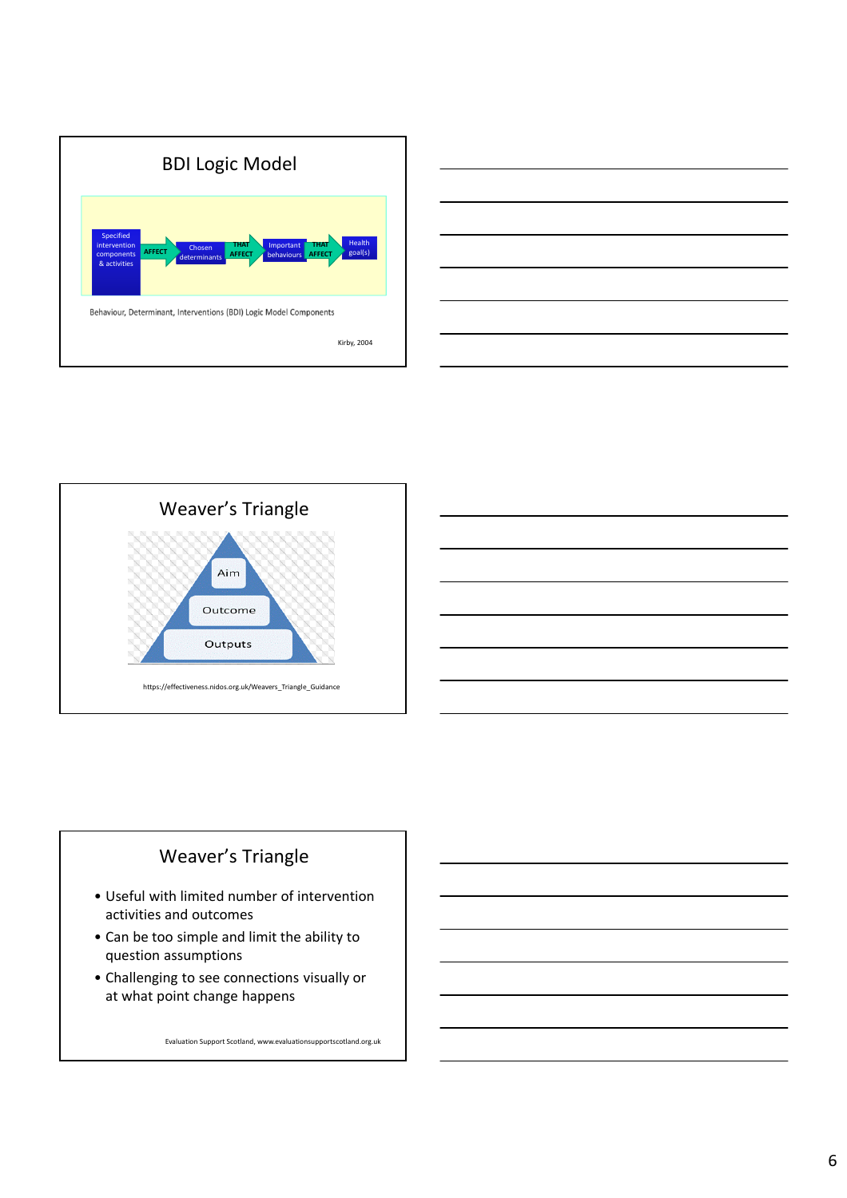## BDI Logic Model

Specified intervention components & activities → AFFECT → Chosen determinants → THAT AFFECT → Important behaviours → THAT AFFECT → Health goal(s)

Behaviour, Determinant, Interventions (BDI) Logic Model Components

Kirby, 2004

## Weaver's Triangle

Aim

Outcome

Outputs

https://effectiveness.nidos.org.uk/Weavers_Triangle_Guidance

## Weaver's Triangle

- Useful with limited number of intervention activities and outcomes
- Can be too simple and limit the ability to question assumptions
- Challenging to see connections visually or at what point change happens

Evaluation Support Scotland, www.evaluationsupportscotland.org.uk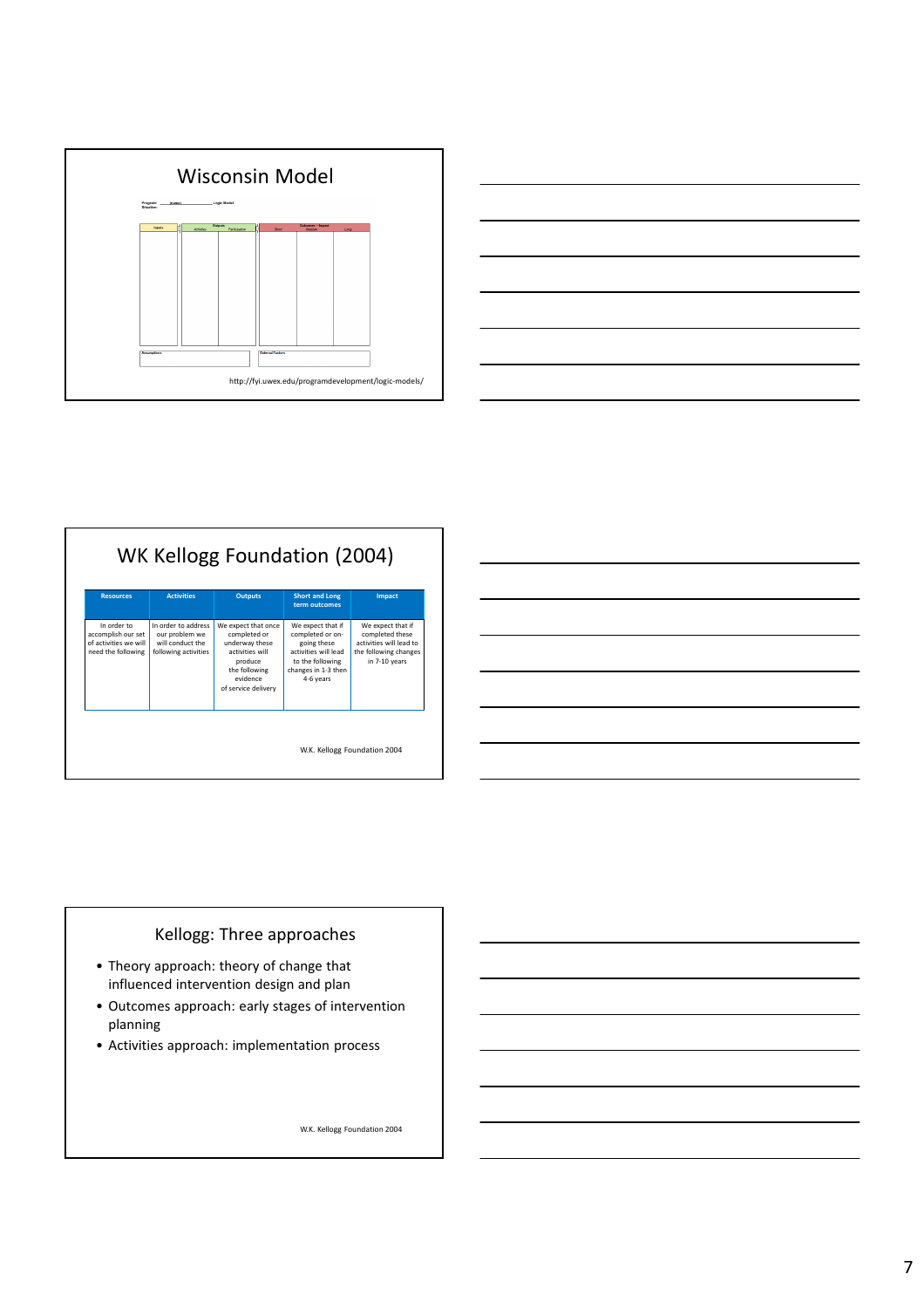## Wisconsin Model

Program: (name) Logic Model
Situation:

| Inputs | Outputs | | Outcomes – Impact | | |
|---|---|---|---|---|---|
| | Activities | Participation | Short | Medium | Long |
| | | | | | |

| Assumptions | External Factors |
|---|---|
| | |

http://fyi.uwex.edu/programdevelopment/logic-models/

## WK Kellogg Foundation (2004)

| Resources | Activities | Outputs | Short and Long term outcomes | Impact |
|---|---|---|---|---|
| In order to accomplish our set of activities we will need the following | In order to address our problem we will conduct the following activities | We expect that once completed or underway these activities will produce the following evidence of service delivery | We expect that if completed or on-going these activities will lead to the following changes in 1-3 then 4-6 years | We expect that if completed these activities will lead to the following changes in 7-10 years |

W.K. Kellogg Foundation 2004

## Kellogg: Three approaches

- Theory approach: theory of change that influenced intervention design and plan
- Outcomes approach: early stages of intervention planning
- Activities approach: implementation process

W.K. Kellogg Foundation 2004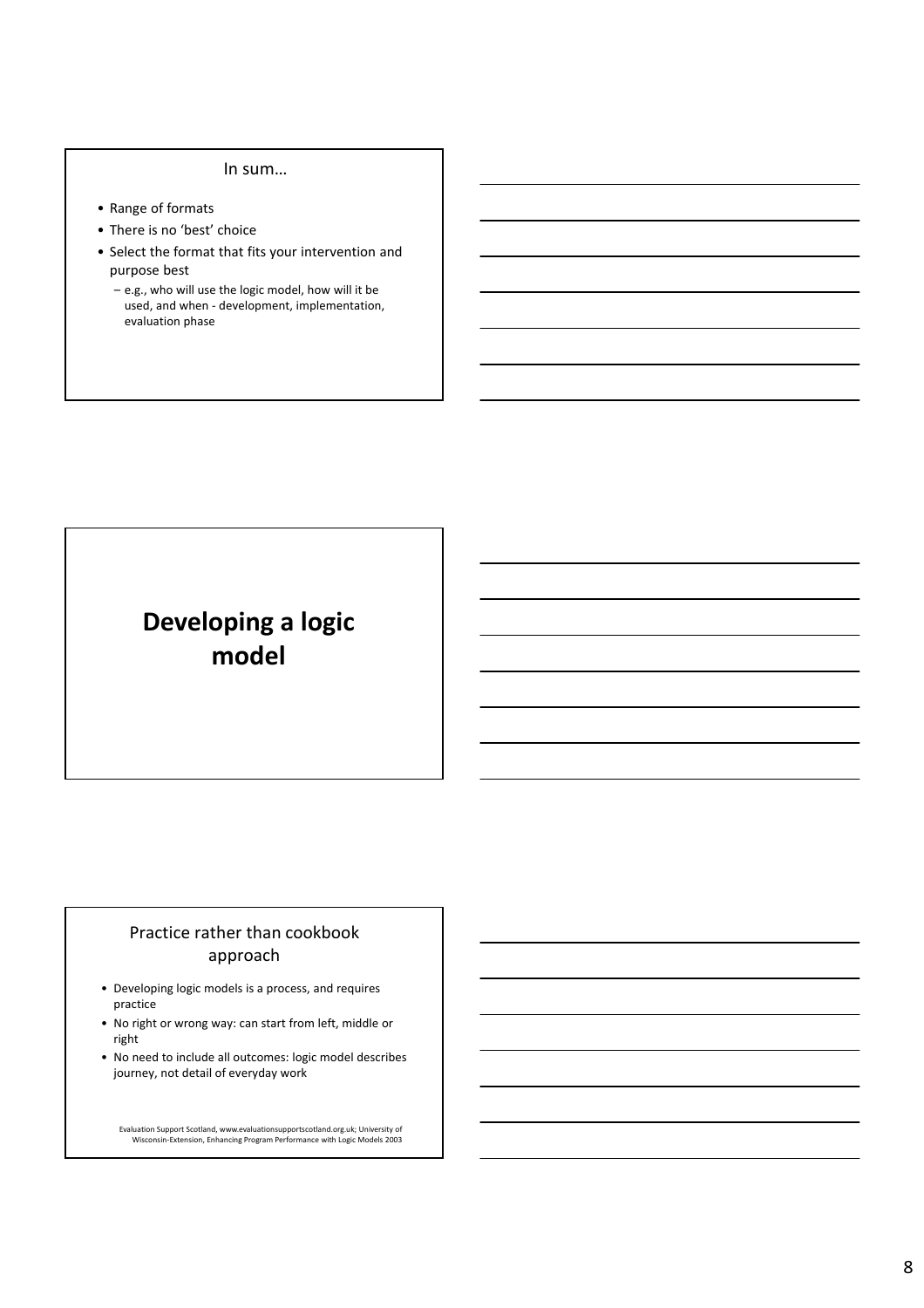## In sum…

- Range of formats
- There is no 'best' choice
- Select the format that fits your intervention and purpose best
  - e.g., who will use the logic model, how will it be used, and when - development, implementation, evaluation phase

# Developing a logic model

## Practice rather than cookbook approach

- Developing logic models is a process, and requires practice
- No right or wrong way: can start from left, middle or right
- No need to include all outcomes: logic model describes journey, not detail of everyday work

Evaluation Support Scotland, www.evaluationsupportscotland.org.uk; University of Wisconsin-Extension, Enhancing Program Performance with Logic Models 2003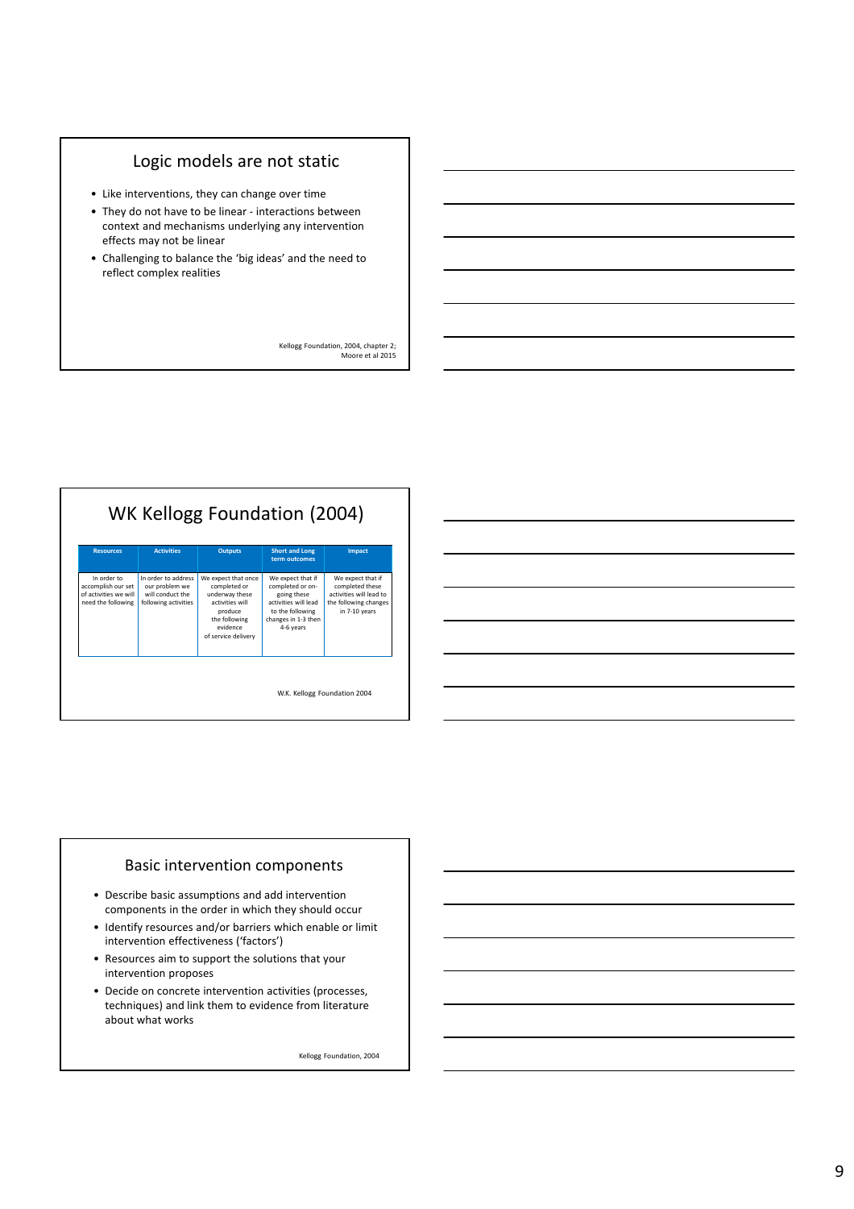## Logic models are not static

- Like interventions, they can change over time
- They do not have to be linear - interactions between context and mechanisms underlying any intervention effects may not be linear
- Challenging to balance the 'big ideas' and the need to reflect complex realities

Kellogg Foundation, 2004, chapter 2; Moore et al 2015

## WK Kellogg Foundation (2004)

| Resources | Activities | Outputs | Short and Long term outcomes | Impact |
|---|---|---|---|---|
| In order to accomplish our set of activities we will need the following | In order to address our problem we will conduct the following activities | We expect that once completed or underway these activities will produce the following evidence of service delivery | We expect that if completed or on-going these activities will lead to the following changes in 1-3 then 4-6 years | We expect that if completed these activities will lead to the following changes in 7-10 years |

W.K. Kellogg Foundation 2004

## Basic intervention components

- Describe basic assumptions and add intervention components in the order in which they should occur
- Identify resources and/or barriers which enable or limit intervention effectiveness ('factors')
- Resources aim to support the solutions that your intervention proposes
- Decide on concrete intervention activities (processes, techniques) and link them to evidence from literature about what works

Kellogg Foundation, 2004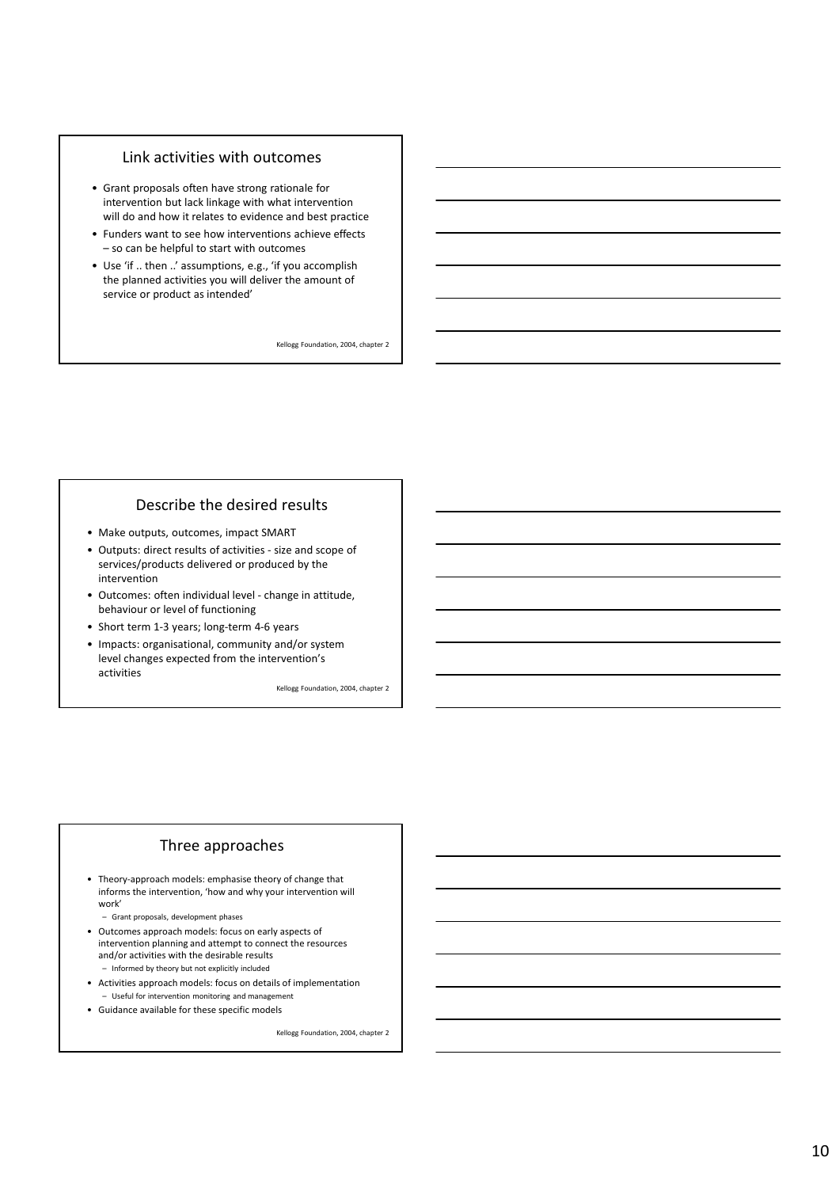## Link activities with outcomes

- Grant proposals often have strong rationale for intervention but lack linkage with what intervention will do and how it relates to evidence and best practice
- Funders want to see how interventions achieve effects – so can be helpful to start with outcomes
- Use 'if .. then ..' assumptions, e.g., 'if you accomplish the planned activities you will deliver the amount of service or product as intended'

Kellogg Foundation, 2004, chapter 2

## Describe the desired results

- Make outputs, outcomes, impact SMART
- Outputs: direct results of activities - size and scope of services/products delivered or produced by the intervention
- Outcomes: often individual level - change in attitude, behaviour or level of functioning
- Short term 1-3 years; long-term 4-6 years
- Impacts: organisational, community and/or system level changes expected from the intervention's activities

Kellogg Foundation, 2004, chapter 2

## Three approaches

- Theory-approach models: emphasise theory of change that informs the intervention, 'how and why your intervention will work'
  - Grant proposals, development phases
- Outcomes approach models: focus on early aspects of intervention planning and attempt to connect the resources and/or activities with the desirable results
  - Informed by theory but not explicitly included
- Activities approach models: focus on details of implementation
  - Useful for intervention monitoring and management
- Guidance available for these specific models

Kellogg Foundation, 2004, chapter 2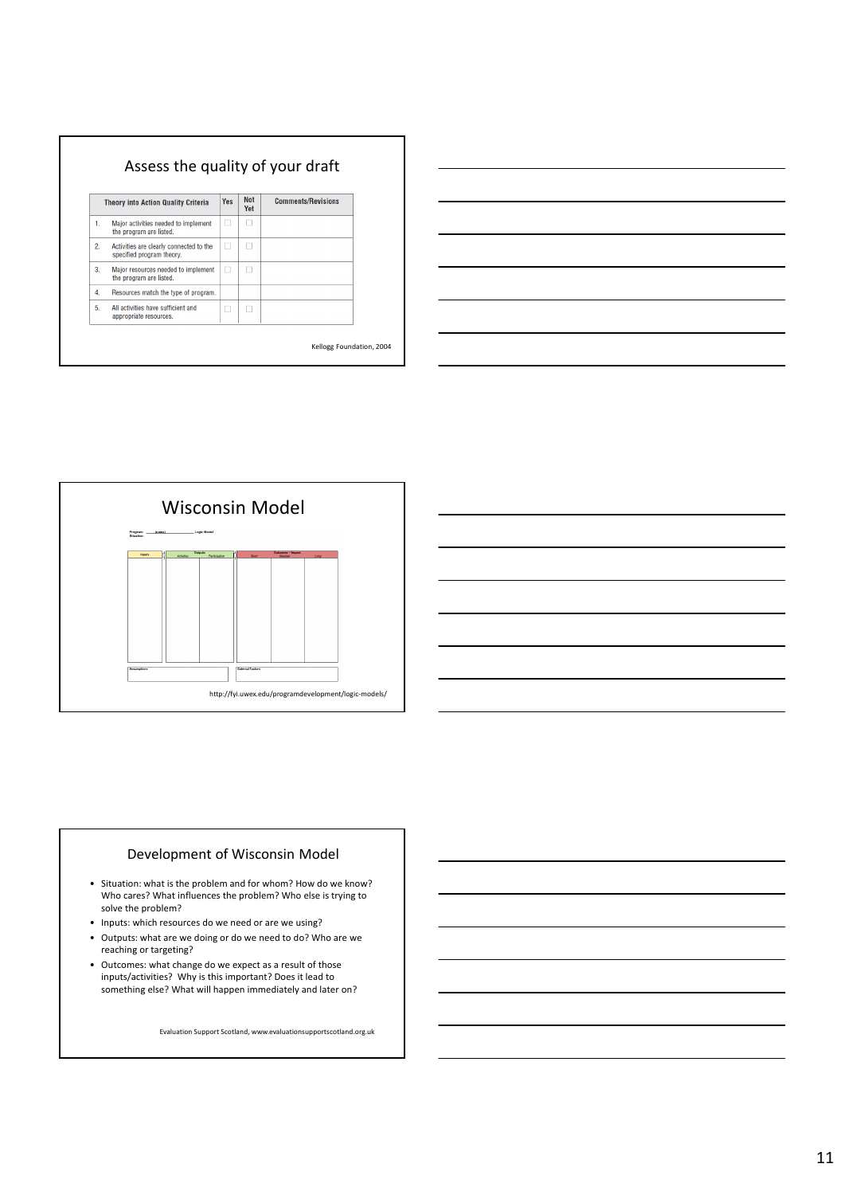## Assess the quality of your draft

| Theory into Action Quality Criteria | Yes | Not Yet | Comments/Revisions |
|---|---|---|---|
| 1. Major activities needed to implement the program are listed. | ☐ | ☐ | |
| 2. Activities are clearly connected to the specified program theory. | ☐ | ☐ | |
| 3. Major resources needed to implement the program are listed. | ☐ | ☐ | |
| 4. Resources match the type of program. | | | |
| 5. All activities have sufficient and appropriate resources. | ☐ | ☐ | |

Kellogg Foundation, 2004

## Wisconsin Model

| Inputs | Outputs | | Outcomes - Impact | | |
|---|---|---|---|---|---|
| | Activities | Participation | Short | Medium | Long |
| | | | | | |

| Assumptions | External Factors |
|---|---|
| | |

http://fyi.uwex.edu/programdevelopment/logic-models/

## Development of Wisconsin Model

- Situation: what is the problem and for whom? How do we know? Who cares? What influences the problem? Who else is trying to solve the problem?
- Inputs: which resources do we need or are we using?
- Outputs: what are we doing or do we need to do? Who are we reaching or targeting?
- Outcomes: what change do we expect as a result of those inputs/activities? Why is this important? Does it lead to something else? What will happen immediately and later on?

Evaluation Support Scotland, www.evaluationsupportscotland.org.uk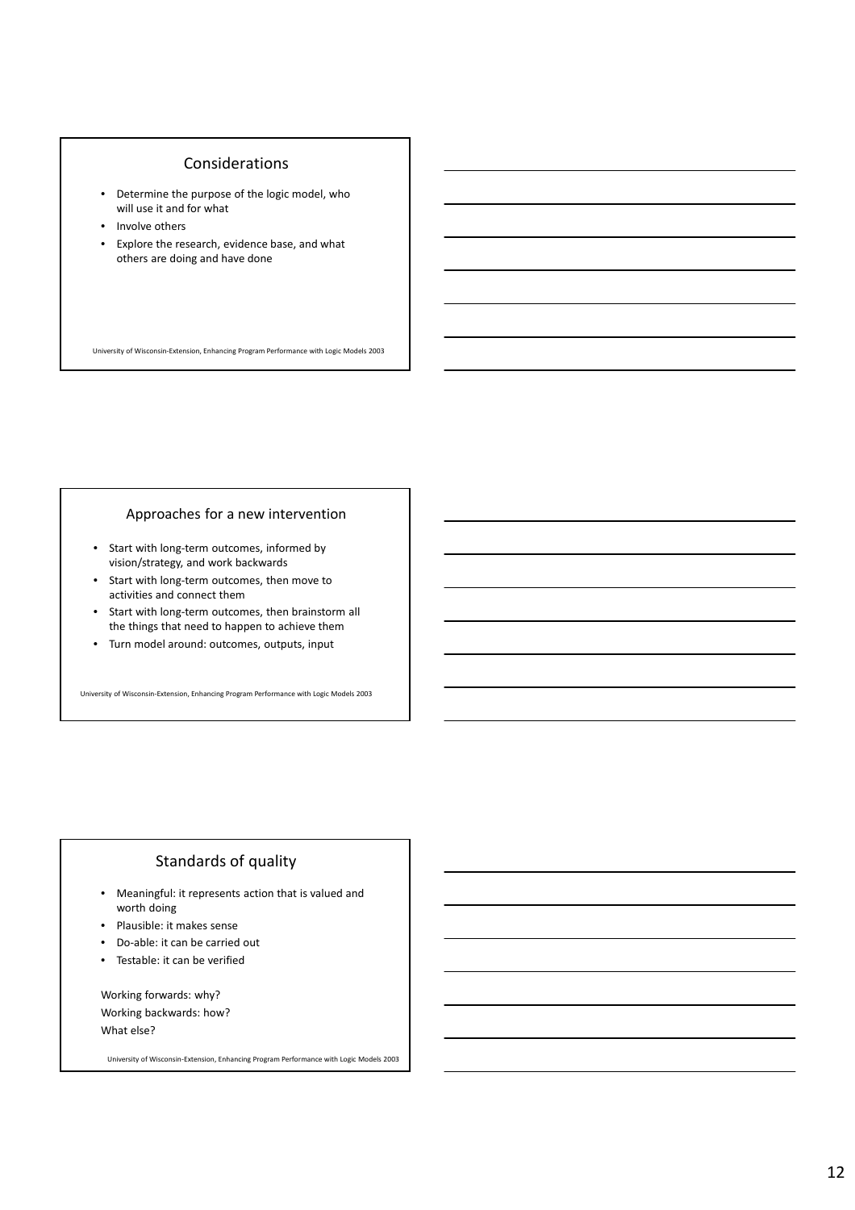## Considerations

- Determine the purpose of the logic model, who will use it and for what
- Involve others
- Explore the research, evidence base, and what others are doing and have done

University of Wisconsin-Extension, Enhancing Program Performance with Logic Models 2003

## Approaches for a new intervention

- Start with long-term outcomes, informed by vision/strategy, and work backwards
- Start with long-term outcomes, then move to activities and connect them
- Start with long-term outcomes, then brainstorm all the things that need to happen to achieve them
- Turn model around: outcomes, outputs, input

University of Wisconsin-Extension, Enhancing Program Performance with Logic Models 2003

## Standards of quality

- Meaningful: it represents action that is valued and worth doing
- Plausible: it makes sense
- Do-able: it can be carried out
- Testable: it can be verified

Working forwards: why?
Working backwards: how?
What else?

University of Wisconsin-Extension, Enhancing Program Performance with Logic Models 2003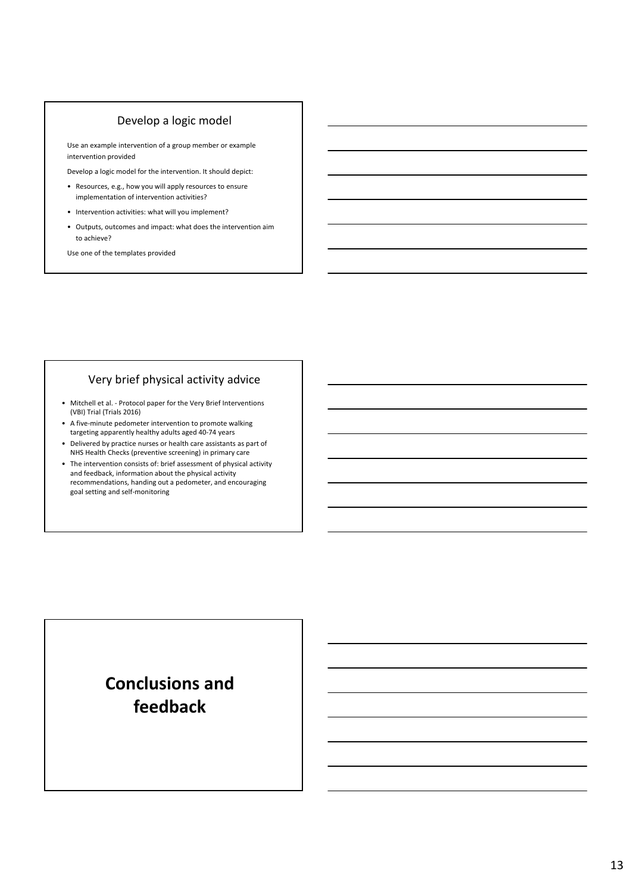## Develop a logic model

Use an example intervention of a group member or example intervention provided

Develop a logic model for the intervention. It should depict:

- Resources, e.g., how you will apply resources to ensure implementation of intervention activities?
- Intervention activities: what will you implement?
- Outputs, outcomes and impact: what does the intervention aim to achieve?

Use one of the templates provided

## Very brief physical activity advice

- Mitchell et al. - Protocol paper for the Very Brief Interventions (VBI) Trial (Trials 2016)
- A five-minute pedometer intervention to promote walking targeting apparently healthy adults aged 40-74 years
- Delivered by practice nurses or health care assistants as part of NHS Health Checks (preventive screening) in primary care
- The intervention consists of: brief assessment of physical activity and feedback, information about the physical activity recommendations, handing out a pedometer, and encouraging goal setting and self-monitoring

# **Conclusions and feedback**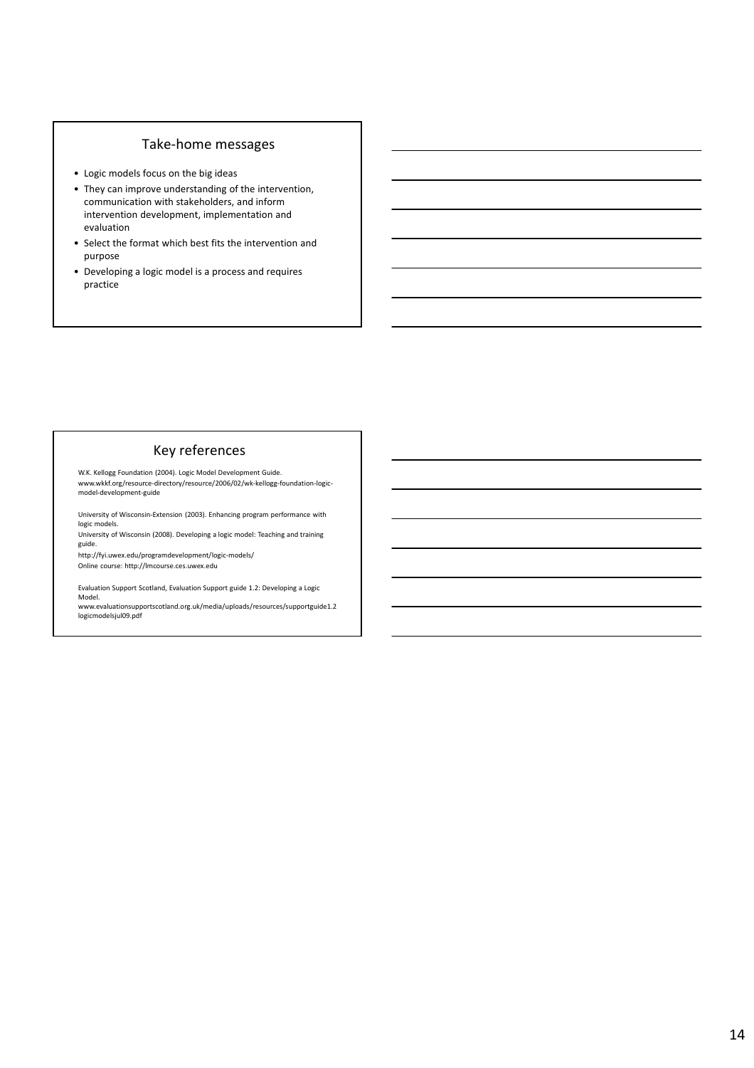## Take-home messages

- Logic models focus on the big ideas
- They can improve understanding of the intervention, communication with stakeholders, and inform intervention development, implementation and evaluation
- Select the format which best fits the intervention and purpose
- Developing a logic model is a process and requires practice

## Key references

W.K. Kellogg Foundation (2004). Logic Model Development Guide.
www.wkkf.org/resource-directory/resource/2006/02/wk-kellogg-foundation-logic-model-development-guide

University of Wisconsin-Extension (2003). Enhancing program performance with logic models.
University of Wisconsin (2008). Developing a logic model: Teaching and training guide.
http://fyi.uwex.edu/programdevelopment/logic-models/
Online course: http://lmcourse.ces.uwex.edu

Evaluation Support Scotland, Evaluation Support guide 1.2: Developing a Logic Model.
www.evaluationsupportscotland.org.uk/media/uploads/resources/supportguide1.2logicmodelsjul09.pdf